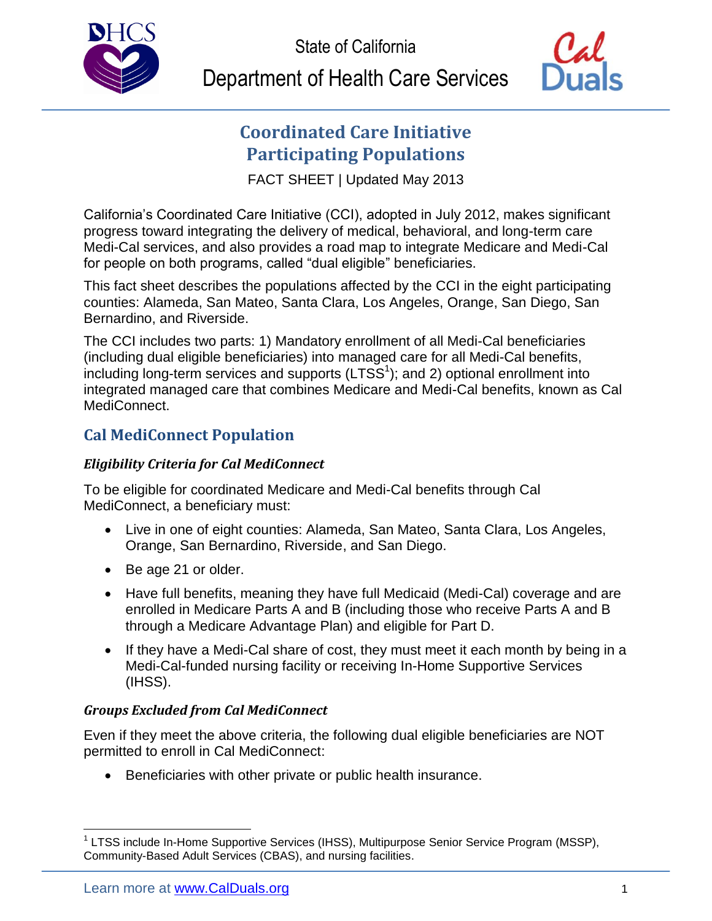State of California

Department of Health Care Services

# Coordinated Care Initiative Participating Populations

FACT SHEET | Updated May 2013

California's Coordinated Care Initiative (CCI), adopted in July 2012, makes significant progress toward integrating the delivery of medical, behavioral, and long-term care Medi-Cal services, and also provides a road map to integrate Medicare and Medi-Cal for people on both programs, called "dual eligible" beneficiaries.

This fact sheet describes the populations affected by the CCI in the eight participating counties: Alameda, San Mateo, Santa Clara, Los Angeles, Orange, San Diego, San Bernardino, and Riverside.

The CCI includes two parts: 1) Mandatory enrollment of all Medi-Cal beneficiaries (including dual eligible beneficiaries) into managed care for all Medi-Cal benefits, including long-term services and supports (LTSS[1]); and 2) optional enrollment into integrated managed care that combines Medicare and Medi-Cal benefits, known as Cal MediConnect.

## Cal MediConnect Population

### *Eligibility Criteria for Cal MediConnect*

To be eligible for coordinated Medicare and Medi-Cal benefits through Cal MediConnect, a beneficiary must:

- Live in one of eight counties: Alameda, San Mateo, Santa Clara, Los Angeles, Orange, San Bernardino, Riverside, and San Diego.
- Be age 21 or older.
- Have full benefits, meaning they have full Medicaid (Medi-Cal) coverage and are enrolled in Medicare Parts A and B (including those who receive Parts A and B through a Medicare Advantage Plan) and eligible for Part D.
- If they have a Medi-Cal share of cost, they must meet it each month by being in a Medi-Cal-funded nursing facility or receiving In-Home Supportive Services (IHSS).

### *Groups Excluded from Cal MediConnect*

Even if they meet the above criteria, the following dual eligible beneficiaries are NOT permitted to enroll in Cal MediConnect:

- Beneficiaries with other private or public health insurance.

[1] LTSS include In-Home Supportive Services (IHSS), Multipurpose Senior Service Program (MSSP), Community-Based Adult Services (CBAS), and nursing facilities.

Learn more at www.CalDuals.org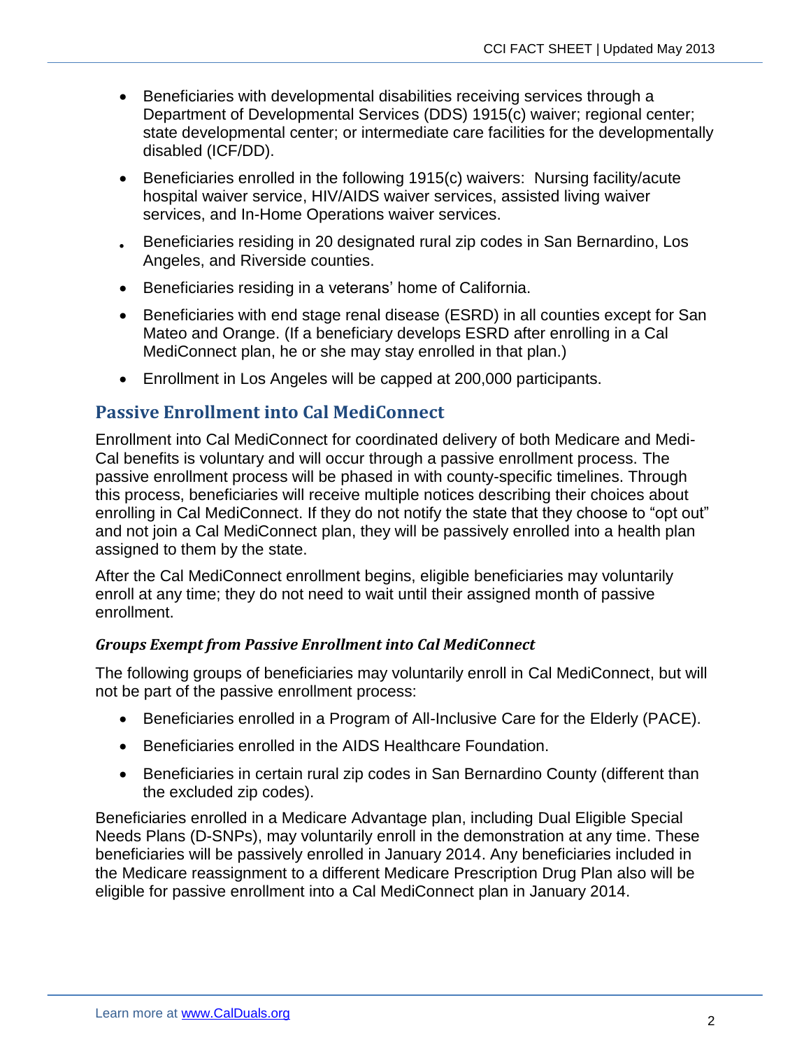- Beneficiaries with developmental disabilities receiving services through a Department of Developmental Services (DDS) 1915(c) waiver; regional center; state developmental center; or intermediate care facilities for the developmentally disabled (ICF/DD).
- Beneficiaries enrolled in the following 1915(c) waivers: Nursing facility/acute hospital waiver service, HIV/AIDS waiver services, assisted living waiver services, and In-Home Operations waiver services.
- Beneficiaries residing in 20 designated rural zip codes in San Bernardino, Los Angeles, and Riverside counties.
- Beneficiaries residing in a veterans' home of California.
- Beneficiaries with end stage renal disease (ESRD) in all counties except for San Mateo and Orange. (If a beneficiary develops ESRD after enrolling in a Cal MediConnect plan, he or she may stay enrolled in that plan.)
- Enrollment in Los Angeles will be capped at 200,000 participants.

## Passive Enrollment into Cal MediConnect

Enrollment into Cal MediConnect for coordinated delivery of both Medicare and Medi-Cal benefits is voluntary and will occur through a passive enrollment process. The passive enrollment process will be phased in with county-specific timelines. Through this process, beneficiaries will receive multiple notices describing their choices about enrolling in Cal MediConnect. If they do not notify the state that they choose to "opt out" and not join a Cal MediConnect plan, they will be passively enrolled into a health plan assigned to them by the state.

After the Cal MediConnect enrollment begins, eligible beneficiaries may voluntarily enroll at any time; they do not need to wait until their assigned month of passive enrollment.

### *Groups Exempt from Passive Enrollment into Cal MediConnect*

The following groups of beneficiaries may voluntarily enroll in Cal MediConnect, but will not be part of the passive enrollment process:

- Beneficiaries enrolled in a Program of All-Inclusive Care for the Elderly (PACE).
- Beneficiaries enrolled in the AIDS Healthcare Foundation.
- Beneficiaries in certain rural zip codes in San Bernardino County (different than the excluded zip codes).

Beneficiaries enrolled in a Medicare Advantage plan, including Dual Eligible Special Needs Plans (D-SNPs), may voluntarily enroll in the demonstration at any time. These beneficiaries will be passively enrolled in January 2014. Any beneficiaries included in the Medicare reassignment to a different Medicare Prescription Drug Plan also will be eligible for passive enrollment into a Cal MediConnect plan in January 2014.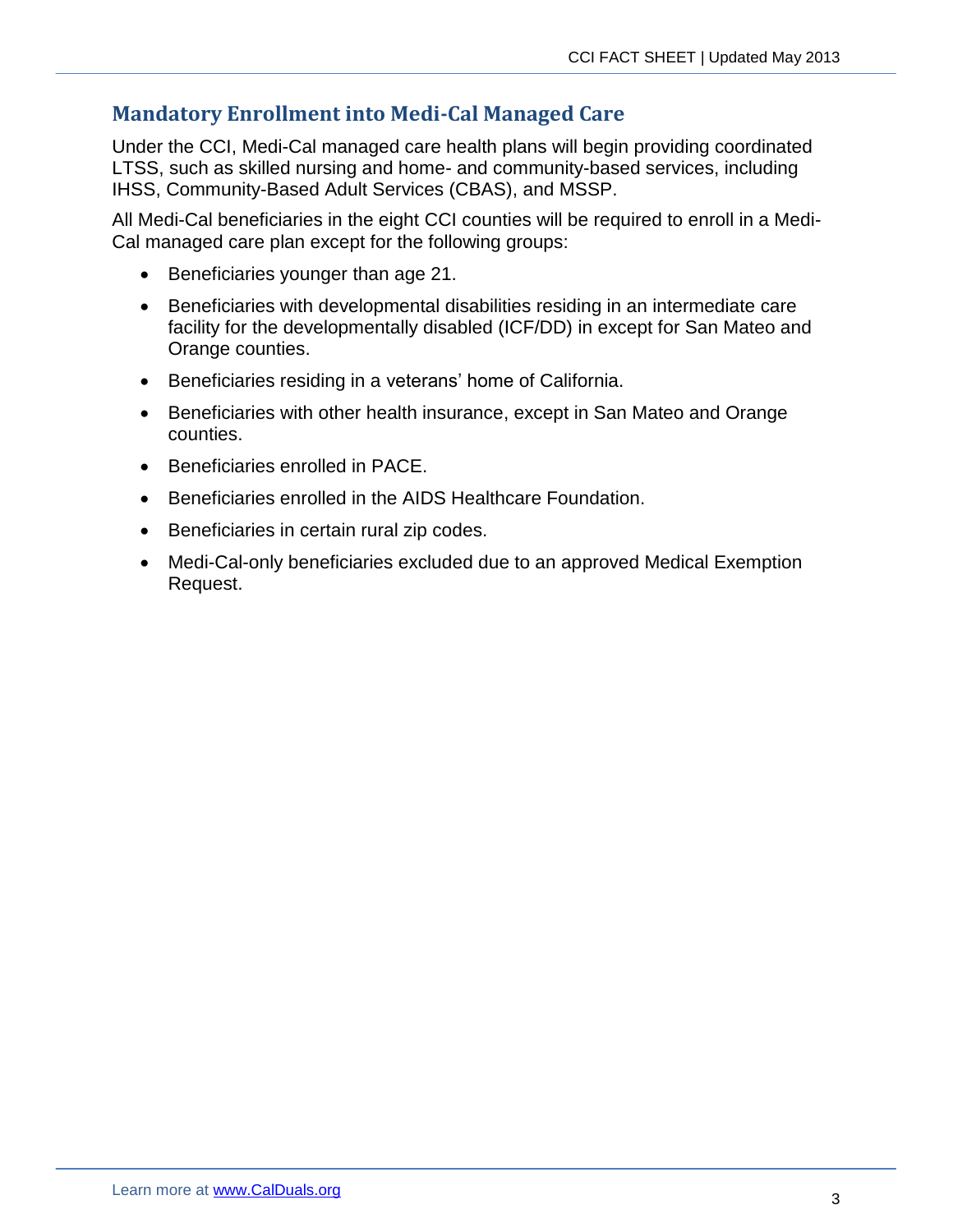## Mandatory Enrollment into Medi-Cal Managed Care

Under the CCI, Medi-Cal managed care health plans will begin providing coordinated LTSS, such as skilled nursing and home- and community-based services, including IHSS, Community-Based Adult Services (CBAS), and MSSP.

All Medi-Cal beneficiaries in the eight CCI counties will be required to enroll in a Medi-Cal managed care plan except for the following groups:

- Beneficiaries younger than age 21.
- Beneficiaries with developmental disabilities residing in an intermediate care facility for the developmentally disabled (ICF/DD) in except for San Mateo and Orange counties.
- Beneficiaries residing in a veterans' home of California.
- Beneficiaries with other health insurance, except in San Mateo and Orange counties.
- Beneficiaries enrolled in PACE.
- Beneficiaries enrolled in the AIDS Healthcare Foundation.
- Beneficiaries in certain rural zip codes.
- Medi-Cal-only beneficiaries excluded due to an approved Medical Exemption Request.